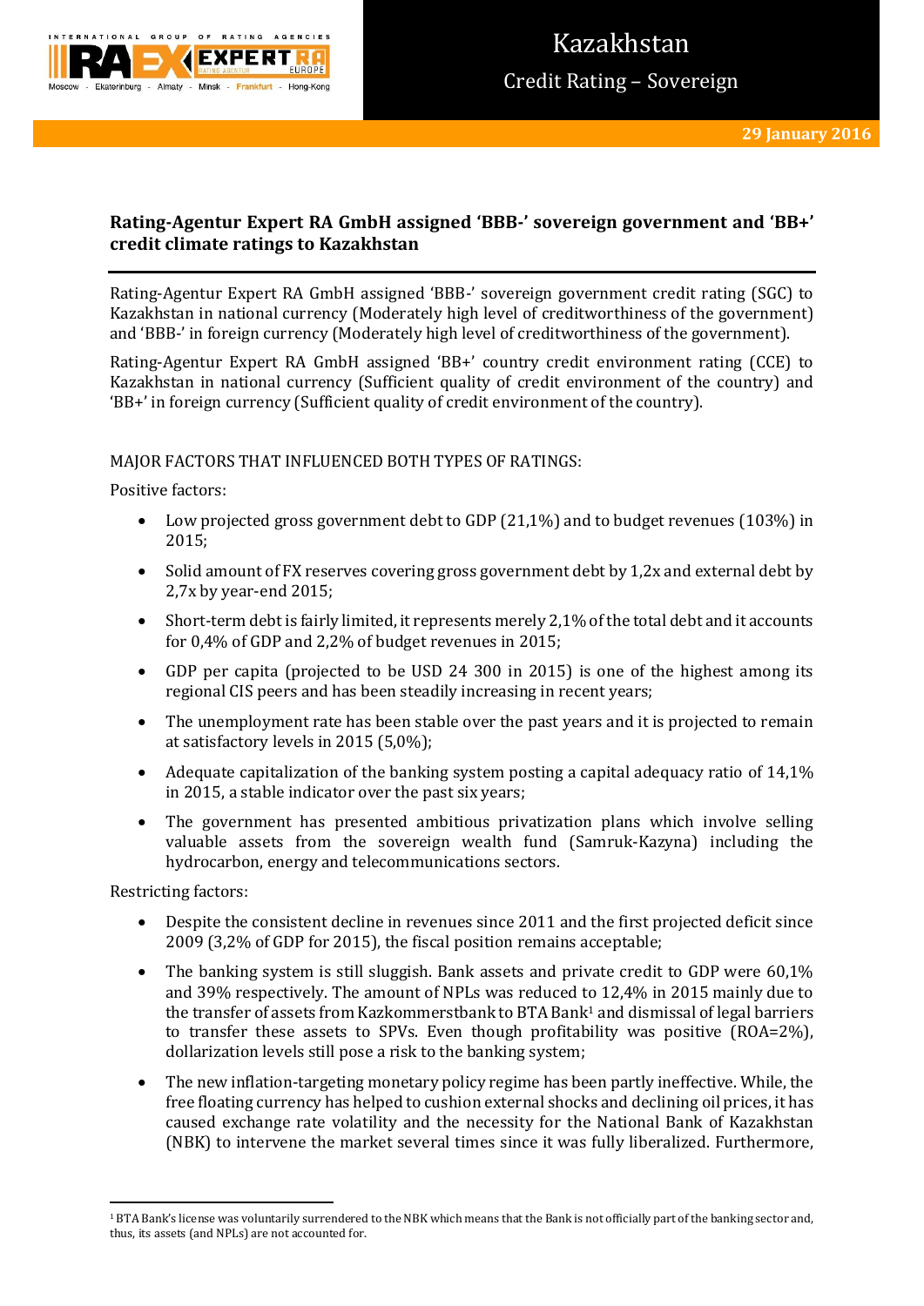# Kazakhstan

## Credit Rating – Sovereign

**29 January 2016**

### Rating-Agentur Expert RA GmbH assigned 'BBB-' sovereign government and 'BB+' credit climate ratings to Kazakhstan

Rating-Agentur Expert RA GmbH assigned 'BBB-' sovereign government credit rating (SGC) to Kazakhstan in national currency (Moderately high level of creditworthiness of the government) and 'BBB-' in foreign currency (Moderately high level of creditworthiness of the government).

Rating-Agentur Expert RA GmbH assigned 'BB+' country credit environment rating (CCE) to Kazakhstan in national currency (Sufficient quality of credit environment of the country) and 'BB+' in foreign currency (Sufficient quality of credit environment of the country).

MAJOR FACTORS THAT INFLUENCED BOTH TYPES OF RATINGS:

Positive factors:

- Low projected gross government debt to GDP (21,1%) and to budget revenues (103%) in 2015;
- Solid amount of FX reserves covering gross government debt by 1,2x and external debt by 2,7x by year-end 2015;
- Short-term debt is fairly limited, it represents merely 2,1% of the total debt and it accounts for 0,4% of GDP and 2,2% of budget revenues in 2015;
- GDP per capita (projected to be USD 24 300 in 2015) is one of the highest among its regional CIS peers and has been steadily increasing in recent years;
- The unemployment rate has been stable over the past years and it is projected to remain at satisfactory levels in 2015 (5,0%);
- Adequate capitalization of the banking system posting a capital adequacy ratio of 14,1% in 2015, a stable indicator over the past six years;
- The government has presented ambitious privatization plans which involve selling valuable assets from the sovereign wealth fund (Samruk-Kazyna) including the hydrocarbon, energy and telecommunications sectors.

Restricting factors:

- Despite the consistent decline in revenues since 2011 and the first projected deficit since 2009 (3,2% of GDP for 2015), the fiscal position remains acceptable;
- The banking system is still sluggish. Bank assets and private credit to GDP were 60,1% and 39% respectively. The amount of NPLs was reduced to 12,4% in 2015 mainly due to the transfer of assets from Kazkommerstbank to BTA Bank[1] and dismissal of legal barriers to transfer these assets to SPVs. Even though profitability was positive (ROA=2%), dollarization levels still pose a risk to the banking system;
- The new inflation-targeting monetary policy regime has been partly ineffective. While, the free floating currency has helped to cushion external shocks and declining oil prices, it has caused exchange rate volatility and the necessity for the National Bank of Kazakhstan (NBK) to intervene the market several times since it was fully liberalized. Furthermore,

[1] BTA Bank's license was voluntarily surrendered to the NBK which means that the Bank is not officially part of the banking sector and, thus, its assets (and NPLs) are not accounted for.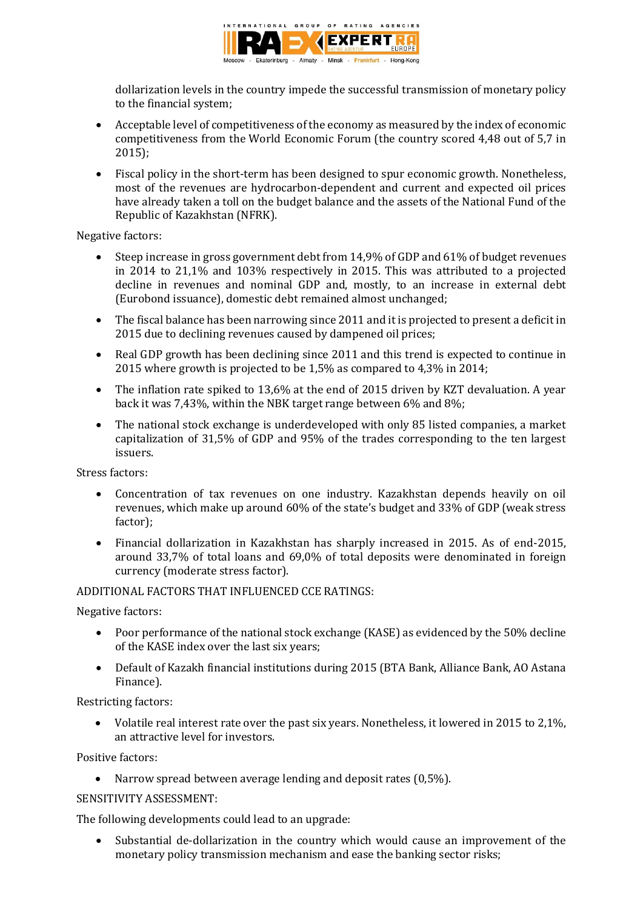dollarization levels in the country impede the successful transmission of monetary policy to the financial system;

- Acceptable level of competitiveness of the economy as measured by the index of economic competitiveness from the World Economic Forum (the country scored 4,48 out of 5,7 in 2015);
- Fiscal policy in the short-term has been designed to spur economic growth. Nonetheless, most of the revenues are hydrocarbon-dependent and current and expected oil prices have already taken a toll on the budget balance and the assets of the National Fund of the Republic of Kazakhstan (NFRK).

Negative factors:

- Steep increase in gross government debt from 14,9% of GDP and 61% of budget revenues in 2014 to 21,1% and 103% respectively in 2015. This was attributed to a projected decline in revenues and nominal GDP and, mostly, to an increase in external debt (Eurobond issuance), domestic debt remained almost unchanged;
- The fiscal balance has been narrowing since 2011 and it is projected to present a deficit in 2015 due to declining revenues caused by dampened oil prices;
- Real GDP growth has been declining since 2011 and this trend is expected to continue in 2015 where growth is projected to be 1,5% as compared to 4,3% in 2014;
- The inflation rate spiked to 13,6% at the end of 2015 driven by KZT devaluation. A year back it was 7,43%, within the NBK target range between 6% and 8%;
- The national stock exchange is underdeveloped with only 85 listed companies, a market capitalization of 31,5% of GDP and 95% of the trades corresponding to the ten largest issuers.

Stress factors:

- Concentration of tax revenues on one industry. Kazakhstan depends heavily on oil revenues, which make up around 60% of the state's budget and 33% of GDP (weak stress factor);
- Financial dollarization in Kazakhstan has sharply increased in 2015. As of end-2015, around 33,7% of total loans and 69,0% of total deposits were denominated in foreign currency (moderate stress factor).

ADDITIONAL FACTORS THAT INFLUENCED CCE RATINGS:

Negative factors:

- Poor performance of the national stock exchange (KASE) as evidenced by the 50% decline of the KASE index over the last six years;
- Default of Kazakh financial institutions during 2015 (BTA Bank, Alliance Bank, AO Astana Finance).

Restricting factors:

- Volatile real interest rate over the past six years. Nonetheless, it lowered in 2015 to 2,1%, an attractive level for investors.

Positive factors:

- Narrow spread between average lending and deposit rates (0,5%).

SENSITIVITY ASSESSMENT:

The following developments could lead to an upgrade:

- Substantial de-dollarization in the country which would cause an improvement of the monetary policy transmission mechanism and ease the banking sector risks;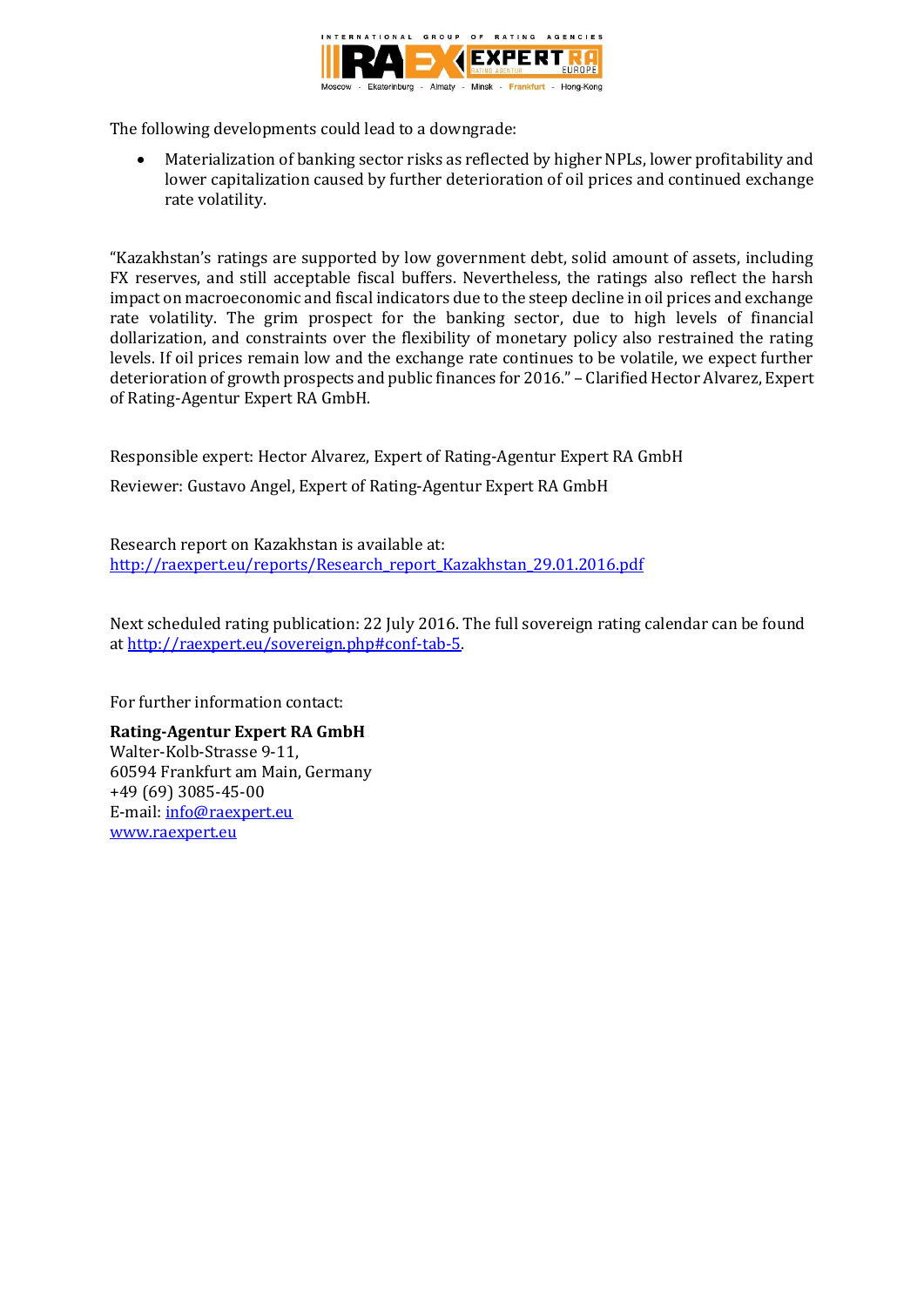The following developments could lead to a downgrade:

- Materialization of banking sector risks as reflected by higher NPLs, lower profitability and lower capitalization caused by further deterioration of oil prices and continued exchange rate volatility.

"Kazakhstan's ratings are supported by low government debt, solid amount of assets, including FX reserves, and still acceptable fiscal buffers. Nevertheless, the ratings also reflect the harsh impact on macroeconomic and fiscal indicators due to the steep decline in oil prices and exchange rate volatility. The grim prospect for the banking sector, due to high levels of financial dollarization, and constraints over the flexibility of monetary policy also restrained the rating levels. If oil prices remain low and the exchange rate continues to be volatile, we expect further deterioration of growth prospects and public finances for 2016." – Clarified Hector Alvarez, Expert of Rating-Agentur Expert RA GmbH.

Responsible expert: Hector Alvarez, Expert of Rating-Agentur Expert RA GmbH

Reviewer: Gustavo Angel, Expert of Rating-Agentur Expert RA GmbH

Research report on Kazakhstan is available at:
http://raexpert.eu/reports/Research_report_Kazakhstan_29.01.2016.pdf

Next scheduled rating publication: 22 July 2016. The full sovereign rating calendar can be found at http://raexpert.eu/sovereign.php#conf-tab-5.

For further information contact:

**Rating-Agentur Expert RA GmbH**
Walter-Kolb-Strasse 9-11,
60594 Frankfurt am Main, Germany
+49 (69) 3085-45-00
E-mail: info@raexpert.eu
www.raexpert.eu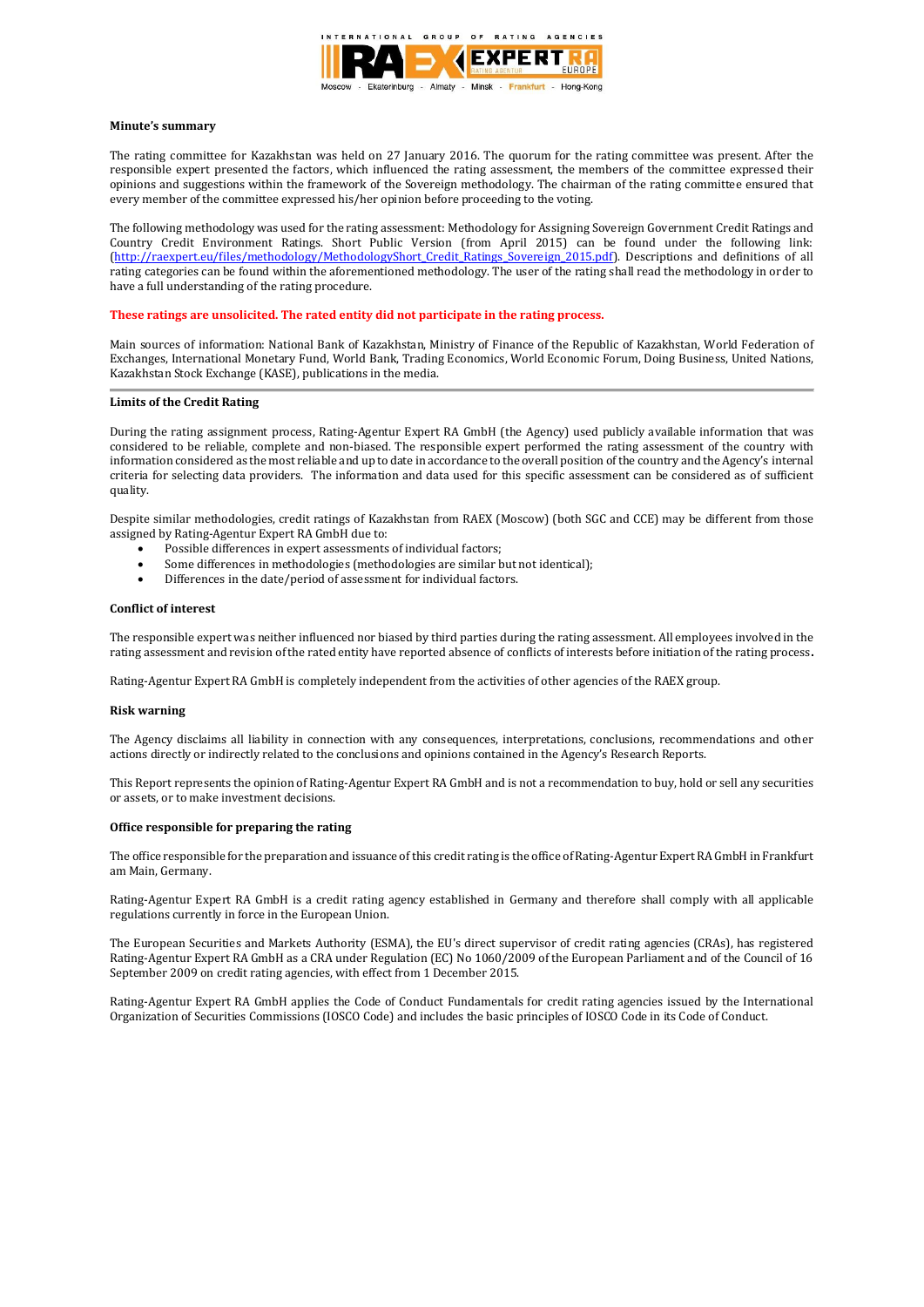**Minute's summary**

The rating committee for Kazakhstan was held on 27 January 2016. The quorum for the rating committee was present. After the responsible expert presented the factors, which influenced the rating assessment, the members of the committee expressed their opinions and suggestions within the framework of the Sovereign methodology. The chairman of the rating committee ensured that every member of the committee expressed his/her opinion before proceeding to the voting.

The following methodology was used for the rating assessment: Methodology for Assigning Sovereign Government Credit Ratings and Country Credit Environment Ratings. Short Public Version (from April 2015) can be found under the following link: (http://raexpert.eu/files/methodology/MethodologyShort_Credit_Ratings_Sovereign_2015.pdf). Descriptions and definitions of all rating categories can be found within the aforementioned methodology. The user of the rating shall read the methodology in order to have a full understanding of the rating procedure.

**These ratings are unsolicited. The rated entity did not participate in the rating process.**

Main sources of information: National Bank of Kazakhstan, Ministry of Finance of the Republic of Kazakhstan, World Federation of Exchanges, International Monetary Fund, World Bank, Trading Economics, World Economic Forum, Doing Business, United Nations, Kazakhstan Stock Exchange (KASE), publications in the media.

---

**Limits of the Credit Rating**

During the rating assignment process, Rating-Agentur Expert RA GmbH (the Agency) used publicly available information that was considered to be reliable, complete and non-biased. The responsible expert performed the rating assessment of the country with information considered as the most reliable and up to date in accordance to the overall position of the country and the Agency's internal criteria for selecting data providers. The information and data used for this specific assessment can be considered as of sufficient quality.

Despite similar methodologies, credit ratings of Kazakhstan from RAEX (Moscow) (both SGC and CCE) may be different from those assigned by Rating-Agentur Expert RA GmbH due to:

- Possible differences in expert assessments of individual factors;
- Some differences in methodologies (methodologies are similar but not identical);
- Differences in the date/period of assessment for individual factors.

**Conflict of interest**

The responsible expert was neither influenced nor biased by third parties during the rating assessment. All employees involved in the rating assessment and revision of the rated entity have reported absence of conflicts of interests before initiation of the rating process.

Rating-Agentur Expert RA GmbH is completely independent from the activities of other agencies of the RAEX group.

**Risk warning**

The Agency disclaims all liability in connection with any consequences, interpretations, conclusions, recommendations and other actions directly or indirectly related to the conclusions and opinions contained in the Agency's Research Reports.

This Report represents the opinion of Rating-Agentur Expert RA GmbH and is not a recommendation to buy, hold or sell any securities or assets, or to make investment decisions.

**Office responsible for preparing the rating**

The office responsible for the preparation and issuance of this credit rating is the office of Rating-Agentur Expert RA GmbH in Frankfurt am Main, Germany.

Rating-Agentur Expert RA GmbH is a credit rating agency established in Germany and therefore shall comply with all applicable regulations currently in force in the European Union.

The European Securities and Markets Authority (ESMA), the EU's direct supervisor of credit rating agencies (CRAs), has registered Rating-Agentur Expert RA GmbH as a CRA under Regulation (EC) No 1060/2009 of the European Parliament and of the Council of 16 September 2009 on credit rating agencies, with effect from 1 December 2015.

Rating-Agentur Expert RA GmbH applies the Code of Conduct Fundamentals for credit rating agencies issued by the International Organization of Securities Commissions (IOSCO Code) and includes the basic principles of IOSCO Code in its Code of Conduct.